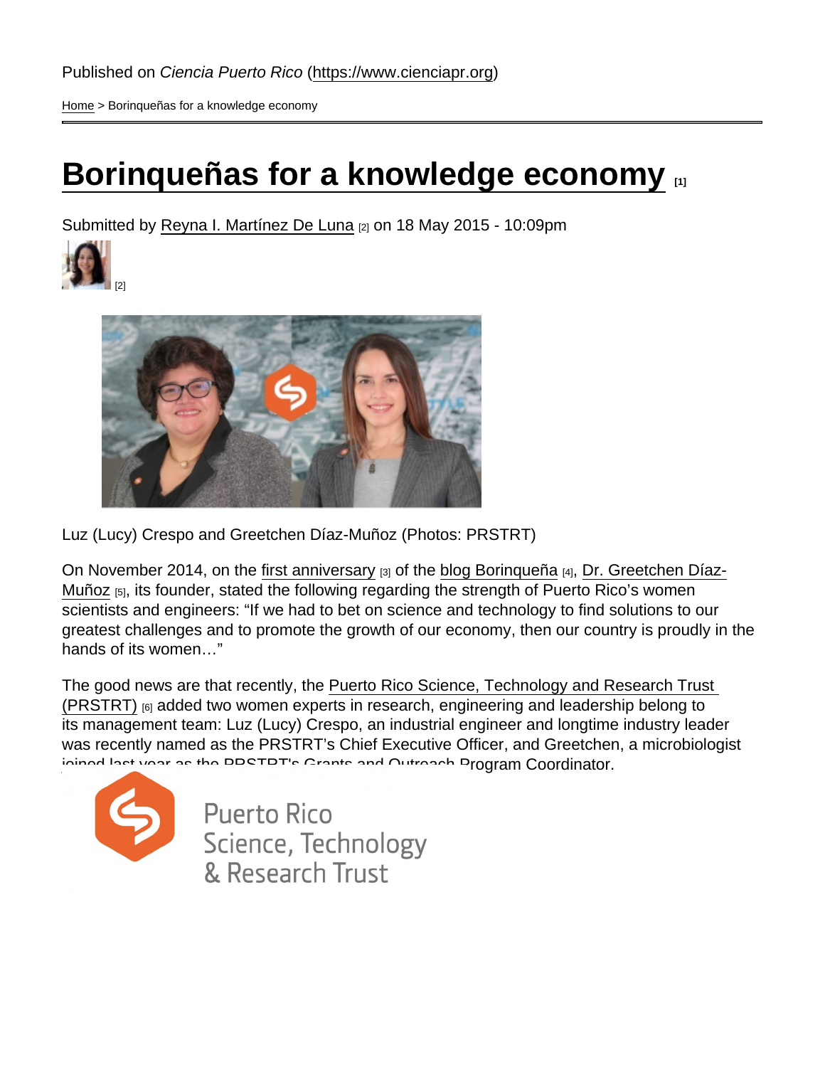Published on *Ciencia Puerto Rico* (https://www.cienciapr.org)

Home > Borinqueñas for a knowledge economy

# Borinqueñas for a knowledge economy [1]

Submitted by Reyna I. Martínez De Luna [2] on 18 May 2015 - 10:09pm

[2]

Luz (Lucy) Crespo and Greetchen Díaz-Muñoz (Photos: PRSTRT)

On November 2014, on the first anniversary [3] of the blog Borinqueña [4], Dr. Greetchen Díaz-Muñoz [5], its founder, stated the following regarding the strength of Puerto Rico's women scientists and engineers: "If we had to bet on science and technology to find solutions to our greatest challenges and to promote the growth of our economy, then our country is proudly in the hands of its women…"

The good news are that recently, the Puerto Rico Science, Technology and Research Trust (PRSTRT) [6] added two women experts in research, engineering and leadership belong to its management team: Luz (Lucy) Crespo, an industrial engineer and longtime industry leader was recently named as the PRSTRT's Chief Executive Officer, and Greetchen, a microbiologist joined last year as the PRSTRT's Grants and Outreach Program Coordinator.

Puerto Rico
Science, Technology
& Research Trust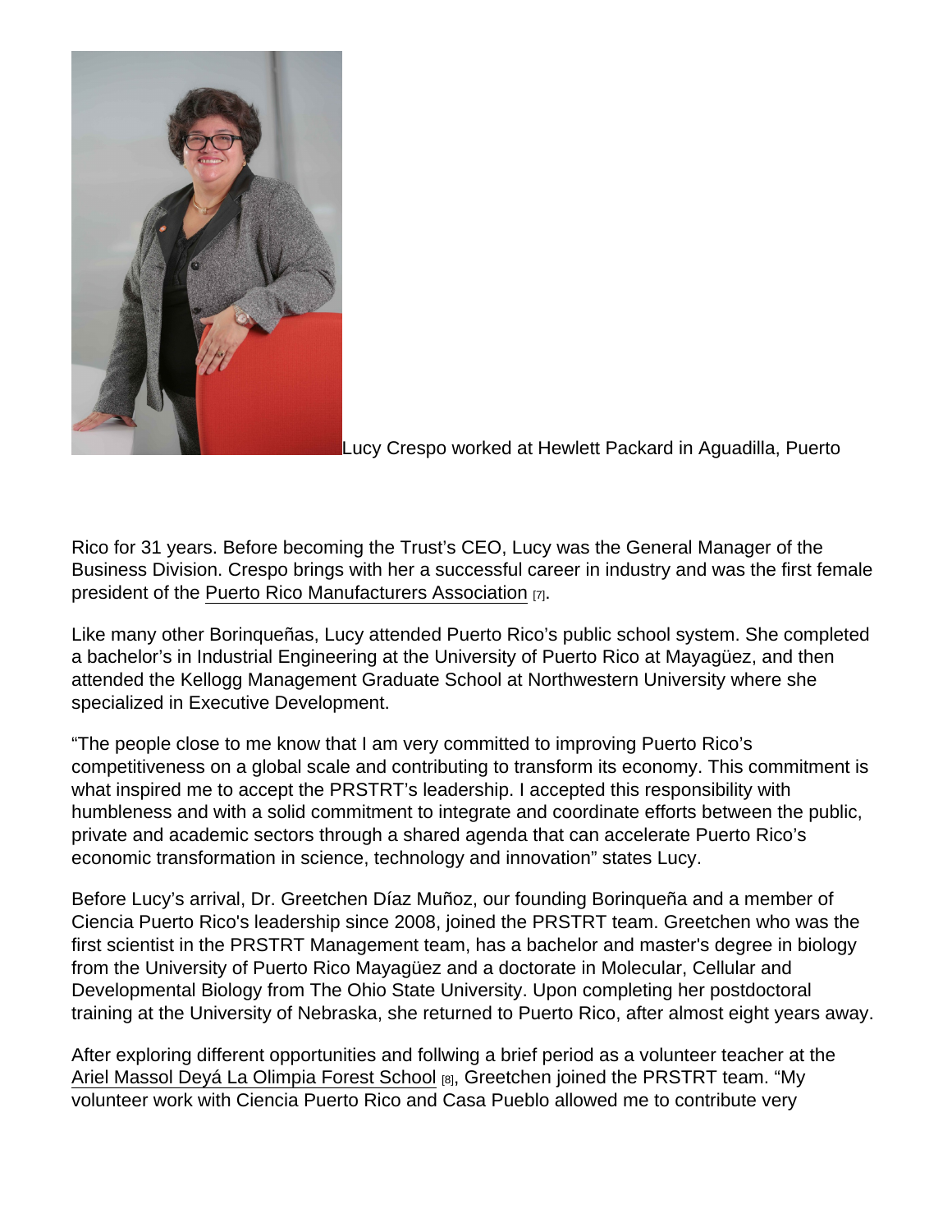Lucy Crespo worked at Hewlett Packard in Aguadilla, Puerto Rico for 31 years. Before becoming the Trust's CEO, Lucy was the General Manager of the Business Division. Crespo brings with her a successful career in industry and was the first female president of the Puerto Rico Manufacturers Association [7].

Like many other Borinqueñas, Lucy attended Puerto Rico's public school system. She completed a bachelor's in Industrial Engineering at the University of Puerto Rico at Mayagüez, and then attended the Kellogg Management Graduate School at Northwestern University where she specialized in Executive Development.

"The people close to me know that I am very committed to improving Puerto Rico's competitiveness on a global scale and contributing to transform its economy. This commitment is what inspired me to accept the PRSTRT's leadership. I accepted this responsibility with humbleness and with a solid commitment to integrate and coordinate efforts between the public, private and academic sectors through a shared agenda that can accelerate Puerto Rico's economic transformation in science, technology and innovation" states Lucy.

Before Lucy's arrival, Dr. Greetchen Díaz Muñoz, our founding Borinqueña and a member of Ciencia Puerto Rico's leadership since 2008, joined the PRSTRT team. Greetchen who was the first scientist in the PRSTRT Management team, has a bachelor and master's degree in biology from the University of Puerto Rico Mayagüez and a doctorate in Molecular, Cellular and Developmental Biology from The Ohio State University. Upon completing her postdoctoral training at the University of Nebraska, she returned to Puerto Rico, after almost eight years away.

After exploring different opportunities and follwing a brief period as a volunteer teacher at the Ariel Massol Deyá La Olimpia Forest School [8], Greetchen joined the PRSTRT team. "My volunteer work with Ciencia Puerto Rico and Casa Pueblo allowed me to contribute very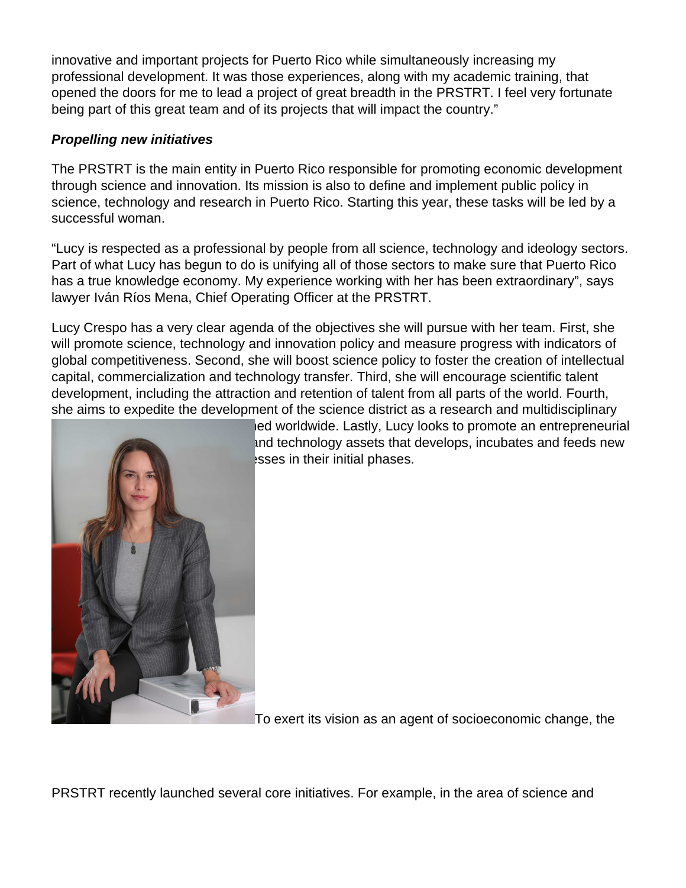innovative and important projects for Puerto Rico while simultaneously increasing my professional development. It was those experiences, along with my academic training, that opened the doors for me to lead a project of great breadth in the PRSTRT. I feel very fortunate being part of this great team and of its projects that will impact the country."

***Propelling new initiatives***

The PRSTRT is the main entity in Puerto Rico responsible for promoting economic development through science and innovation. Its mission is also to define and implement public policy in science, technology and research in Puerto Rico. Starting this year, these tasks will be led by a successful woman.

"Lucy is respected as a professional by people from all science, technology and ideology sectors. Part of what Lucy has begun to do is unifying all of those sectors to make sure that Puerto Rico has a true knowledge economy. My experience working with her has been extraordinary", says lawyer Iván Ríos Mena, Chief Operating Officer at the PRSTRT.

Lucy Crespo has a very clear agenda of the objectives she will pursue with her team. First, she will promote science, technology and innovation policy and measure progress with indicators of global competitiveness. Second, she will boost science policy to foster the creation of intellectual capital, commercialization and technology transfer. Third, she will encourage scientific talent development, including the attraction and retention of talent from all parts of the world. Fourth, she aims to expedite the development of the science district as a research and multidisciplinary ied worldwide. Lastly, Lucy looks to promote an entrepreneurial and technology assets that develops, incubates and feeds new sses in their initial phases.

To exert its vision as an agent of socioeconomic change, the PRSTRT recently launched several core initiatives. For example, in the area of science and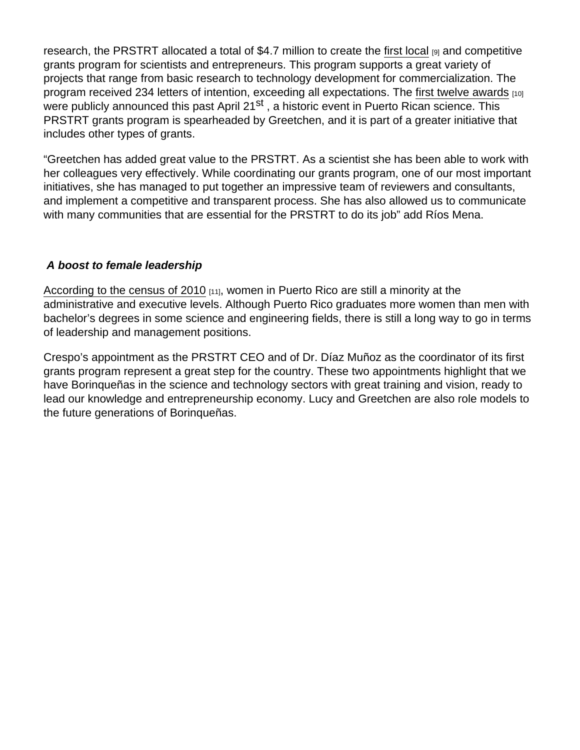research, the PRSTRT allocated a total of $4.7 million to create the first local [9] and competitive grants program for scientists and entrepreneurs. This program supports a great variety of projects that range from basic research to technology development for commercialization. The program received 234 letters of intention, exceeding all expectations. The first twelve awards [10] were publicly announced this past April 21st , a historic event in Puerto Rican science. This PRSTRT grants program is spearheaded by Greetchen, and it is part of a greater initiative that includes other types of grants.

“Greetchen has added great value to the PRSTRT. As a scientist she has been able to work with her colleagues very effectively. While coordinating our grants program, one of our most important initiatives, she has managed to put together an impressive team of reviewers and consultants, and implement a competitive and transparent process. She has also allowed us to communicate with many communities that are essential for the PRSTRT to do its job” add Ríos Mena.

***A boost to female leadership***

According to the census of 2010 [11], women in Puerto Rico are still a minority at the administrative and executive levels. Although Puerto Rico graduates more women than men with bachelor’s degrees in some science and engineering fields, there is still a long way to go in terms of leadership and management positions.

Crespo’s appointment as the PRSTRT CEO and of Dr. Díaz Muñoz as the coordinator of its first grants program represent a great step for the country. These two appointments highlight that we have Borinqueñas in the science and technology sectors with great training and vision, ready to lead our knowledge and entrepreneurship economy. Lucy and Greetchen are also role models to the future generations of Borinqueñas.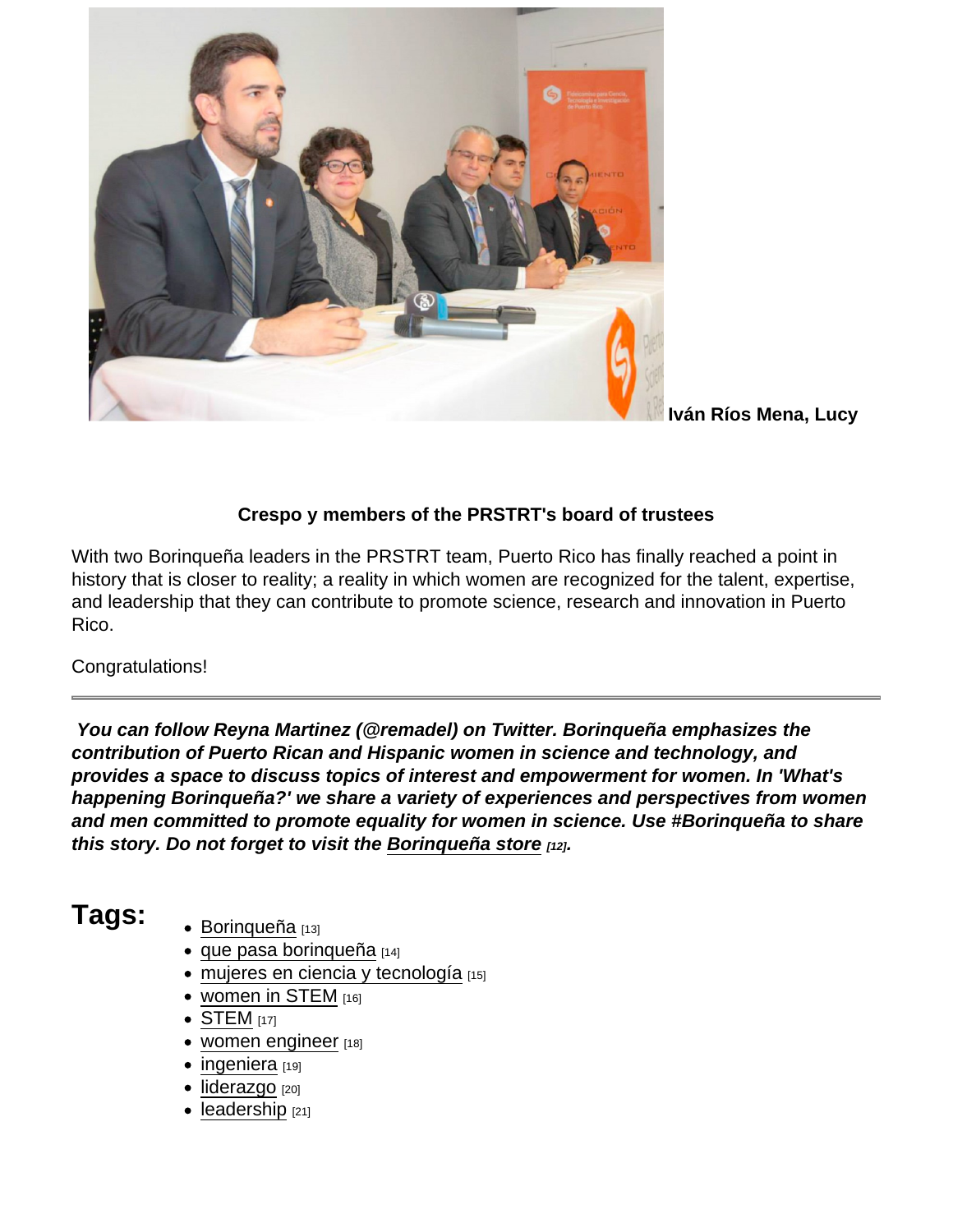**Iván Ríos Mena, Lucy Crespo y members of the PRSTRT's board of trustees**

With two Borinqueña leaders in the PRSTRT team, Puerto Rico has finally reached a point in history that is closer to reality; a reality in which women are recognized for the talent, expertise, and leadership that they can contribute to promote science, research and innovation in Puerto Rico.

Congratulations!

---

***You can follow Reyna Martinez (@remadel) on Twitter. Borinqueña emphasizes the contribution of Puerto Rican and Hispanic women in science and technology, and provides a space to discuss topics of interest and empowerment for women. In 'What's happening Borinqueña?' we share a variety of experiences and perspectives from women and men committed to promote equality for women in science. Use #Borinqueña to share this story. Do not forget to visit the Borinqueña store [12].***

## Tags:

- Borinqueña [13]
- que pasa borinqueña [14]
- mujeres en ciencia y tecnología [15]
- women in STEM [16]
- STEM [17]
- women engineer [18]
- ingeniera [19]
- liderazgo [20]
- leadership [21]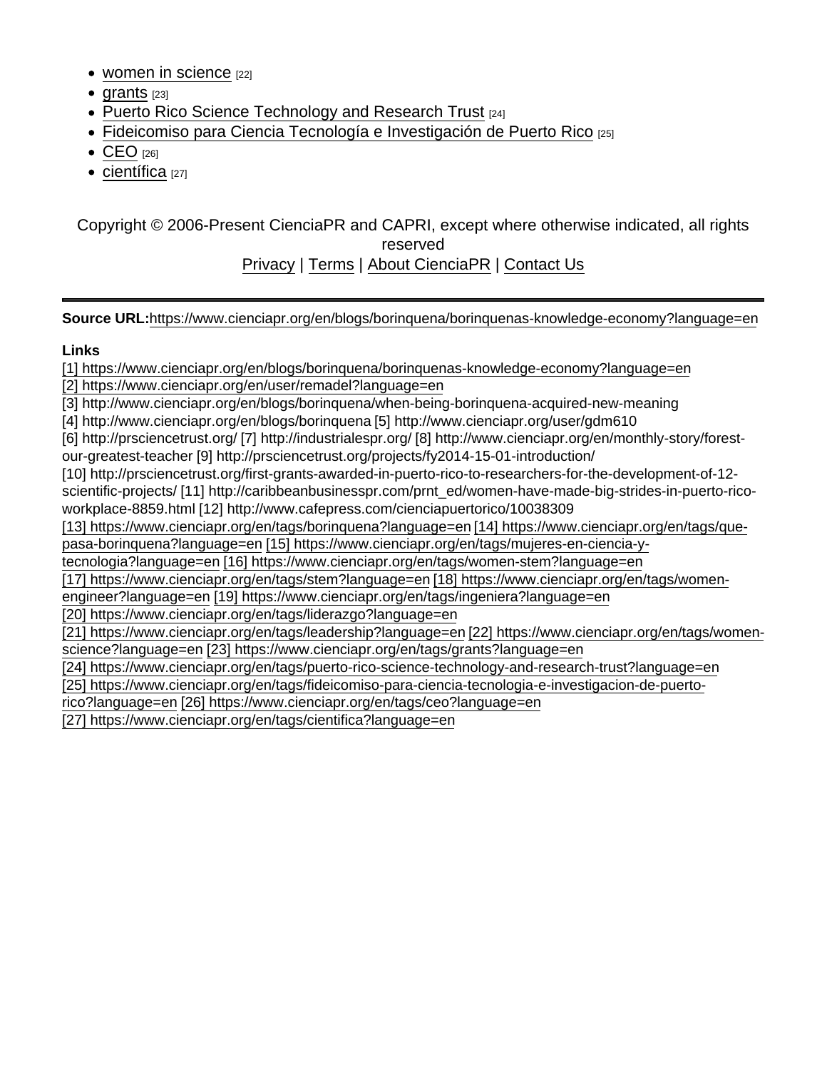- women in science [22]
- grants [23]
- Puerto Rico Science Technology and Research Trust [24]
- Fideicomiso para Ciencia Tecnología e Investigación de Puerto Rico [25]
- CEO [26]
- científica [27]

Copyright © 2006-Present CienciaPR and CAPRI, except where otherwise indicated, all rights reserved
Privacy | Terms | About CienciaPR | Contact Us

---

**Source URL:** https://www.cienciapr.org/en/blogs/borinquena/borinquenas-knowledge-economy?language=en

**Links**
[1] https://www.cienciapr.org/en/blogs/borinquena/borinquenas-knowledge-economy?language=en
[2] https://www.cienciapr.org/en/user/remadel?language=en
[3] http://www.cienciapr.org/en/blogs/borinquena/when-being-borinquena-acquired-new-meaning
[4] http://www.cienciapr.org/en/blogs/borinquena [5] http://www.cienciapr.org/user/gdm610
[6] http://prsciencetrust.org/ [7] http://industrialespr.org/ [8] http://www.cienciapr.org/en/monthly-story/forest-our-greatest-teacher [9] http://prsciencetrust.org/projects/fy2014-15-01-introduction/
[10] http://prsciencetrust.org/first-grants-awarded-in-puerto-rico-to-researchers-for-the-development-of-12-scientific-projects/ [11] http://caribbeanbusinesspr.com/prnt_ed/women-have-made-big-strides-in-puerto-rico-workplace-8859.html [12] http://www.cafepress.com/cienciapuertorico/10038309
[13] https://www.cienciapr.org/en/tags/borinquena?language=en [14] https://www.cienciapr.org/en/tags/que-pasa-borinquena?language=en [15] https://www.cienciapr.org/en/tags/mujeres-en-ciencia-y-tecnologia?language=en [16] https://www.cienciapr.org/en/tags/women-stem?language=en
[17] https://www.cienciapr.org/en/tags/stem?language=en [18] https://www.cienciapr.org/en/tags/women-engineer?language=en [19] https://www.cienciapr.org/en/tags/ingeniera?language=en
[20] https://www.cienciapr.org/en/tags/liderazgo?language=en
[21] https://www.cienciapr.org/en/tags/leadership?language=en [22] https://www.cienciapr.org/en/tags/women-science?language=en [23] https://www.cienciapr.org/en/tags/grants?language=en
[24] https://www.cienciapr.org/en/tags/puerto-rico-science-technology-and-research-trust?language=en
[25] https://www.cienciapr.org/en/tags/fideicomiso-para-ciencia-tecnologia-e-investigacion-de-puerto-rico?language=en [26] https://www.cienciapr.org/en/tags/ceo?language=en
[27] https://www.cienciapr.org/en/tags/cientifica?language=en